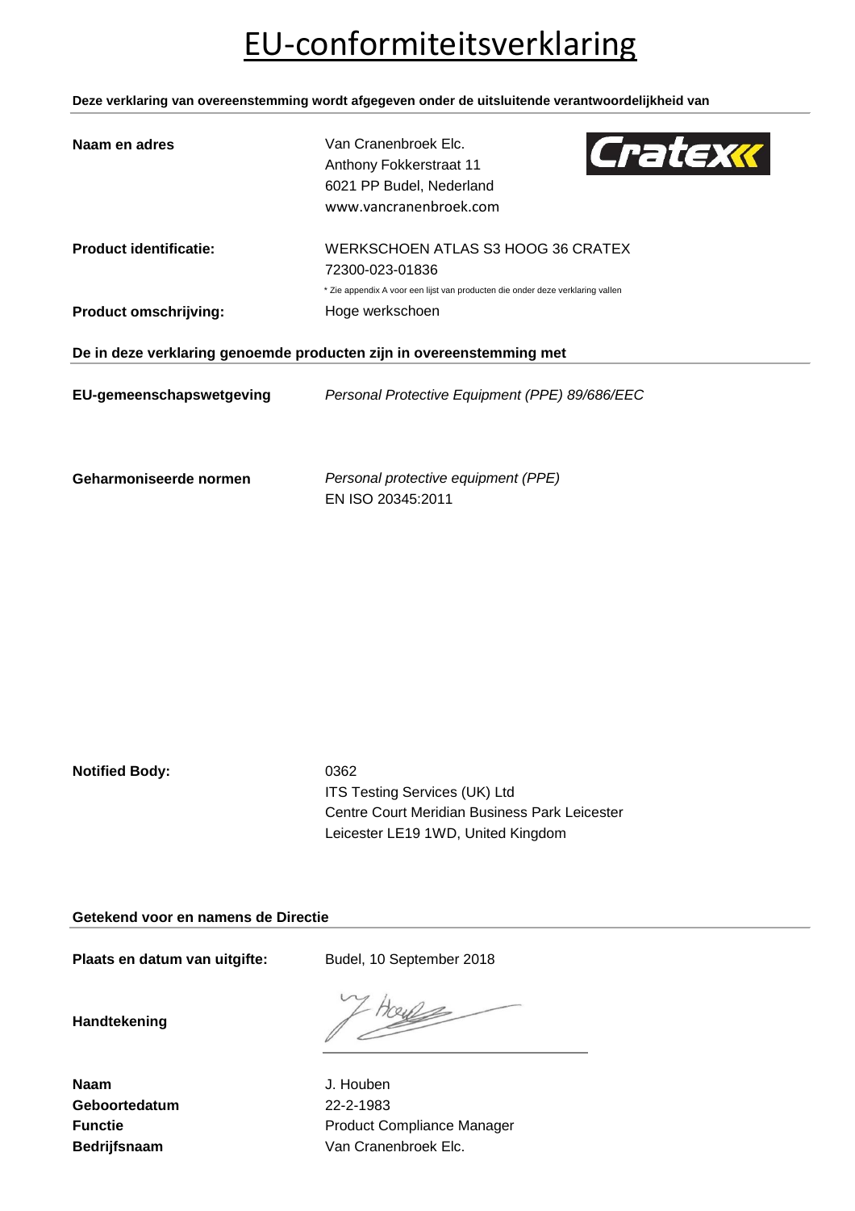# EU-conformiteitsverklaring

**Deze verklaring van overeenstemming wordt afgegeven onder de uitsluitende verantwoordelijkheid van**

**Naam en adres**

Van Cranenbroek Elc.
Anthony Fokkerstraat 11
6021 PP Budel, Nederland
www.vancranenbroek.com

Cratex

**Product identificatie:**

WERKSCHOEN ATLAS S3 HOOG 36 CRATEX
72300-023-01836

\* Zie appendix A voor een lijst van producten die onder deze verklaring vallen

**Product omschrijving:** Hoge werkschoen

**De in deze verklaring genoemde producten zijn in overeenstemming met**

**EU-gemeenschapswetgeving** *Personal Protective Equipment (PPE) 89/686/EEC*

**Geharmoniseerde normen** *Personal protective equipment (PPE)*
EN ISO 20345:2011

**Notified Body:**

0362
ITS Testing Services (UK) Ltd
Centre Court Meridian Business Park Leicester
Leicester LE19 1WD, United Kingdom

**Getekend voor en namens de Directie**

**Plaats en datum van uitgifte:** Budel, 10 September 2018

**Handtekening**

**Naam** J. Houben
**Geboortedatum** 22-2-1983
**Functie** Product Compliance Manager
**Bedrijfsnaam** Van Cranenbroek Elc.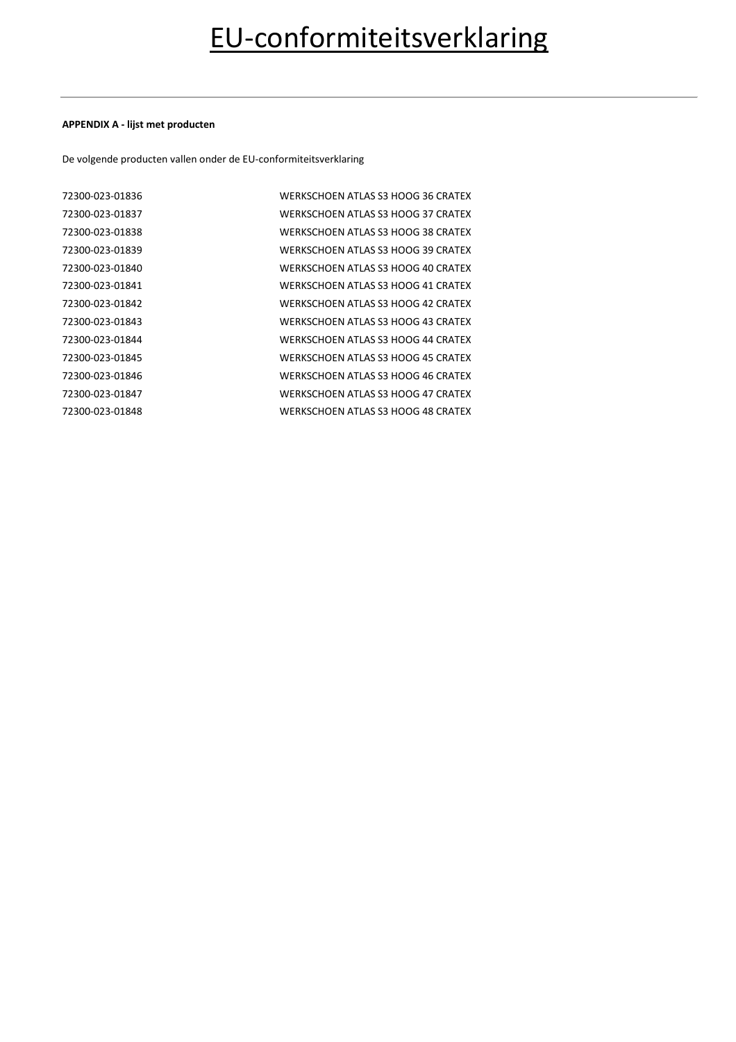# EU-conformiteitsverklaring

---

**APPENDIX A - lijst met producten**

De volgende producten vallen onder de EU-conformiteitsverklaring

| | |
|---|---|
| 72300-023-01836 | WERKSCHOEN ATLAS S3 HOOG 36 CRATEX |
| 72300-023-01837 | WERKSCHOEN ATLAS S3 HOOG 37 CRATEX |
| 72300-023-01838 | WERKSCHOEN ATLAS S3 HOOG 38 CRATEX |
| 72300-023-01839 | WERKSCHOEN ATLAS S3 HOOG 39 CRATEX |
| 72300-023-01840 | WERKSCHOEN ATLAS S3 HOOG 40 CRATEX |
| 72300-023-01841 | WERKSCHOEN ATLAS S3 HOOG 41 CRATEX |
| 72300-023-01842 | WERKSCHOEN ATLAS S3 HOOG 42 CRATEX |
| 72300-023-01843 | WERKSCHOEN ATLAS S3 HOOG 43 CRATEX |
| 72300-023-01844 | WERKSCHOEN ATLAS S3 HOOG 44 CRATEX |
| 72300-023-01845 | WERKSCHOEN ATLAS S3 HOOG 45 CRATEX |
| 72300-023-01846 | WERKSCHOEN ATLAS S3 HOOG 46 CRATEX |
| 72300-023-01847 | WERKSCHOEN ATLAS S3 HOOG 47 CRATEX |
| 72300-023-01848 | WERKSCHOEN ATLAS S3 HOOG 48 CRATEX |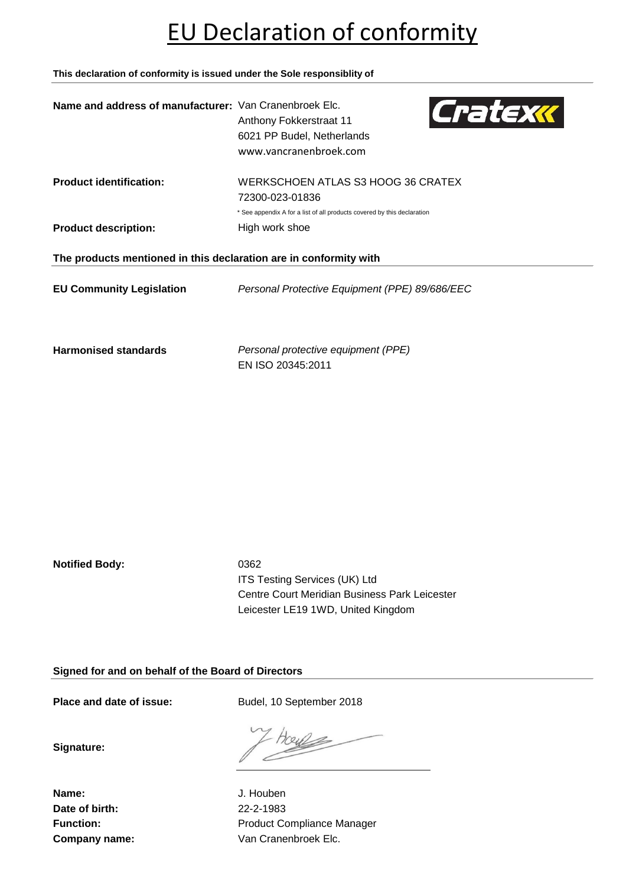# EU Declaration of conformity

**This declaration of conformity is issued under the Sole responsiblity of**

**Name and address of manufacturer:** Van Cranenbroek Elc.
Anthony Fokkerstraat 11
6021 PP Budel, Netherlands
www.vancranenbroek.com

**Product identification:** WERKSCHOEN ATLAS S3 HOOG 36 CRATEX
72300-023-01836
* See appendix A for a list of all products covered by this declaration

**Product description:** High work shoe

**The products mentioned in this declaration are in conformity with**

**EU Community Legislation** *Personal Protective Equipment (PPE) 89/686/EEC*

**Harmonised standards** *Personal protective equipment (PPE)*
EN ISO 20345:2011

**Notified Body:** 0362
ITS Testing Services (UK) Ltd
Centre Court Meridian Business Park Leicester
Leicester LE19 1WD, United Kingdom

**Signed for and on behalf of the Board of Directors**

**Place and date of issue:** Budel, 10 September 2018

**Signature:**

**Name:** J. Houben
**Date of birth:** 22-2-1983
**Function:** Product Compliance Manager
**Company name:** Van Cranenbroek Elc.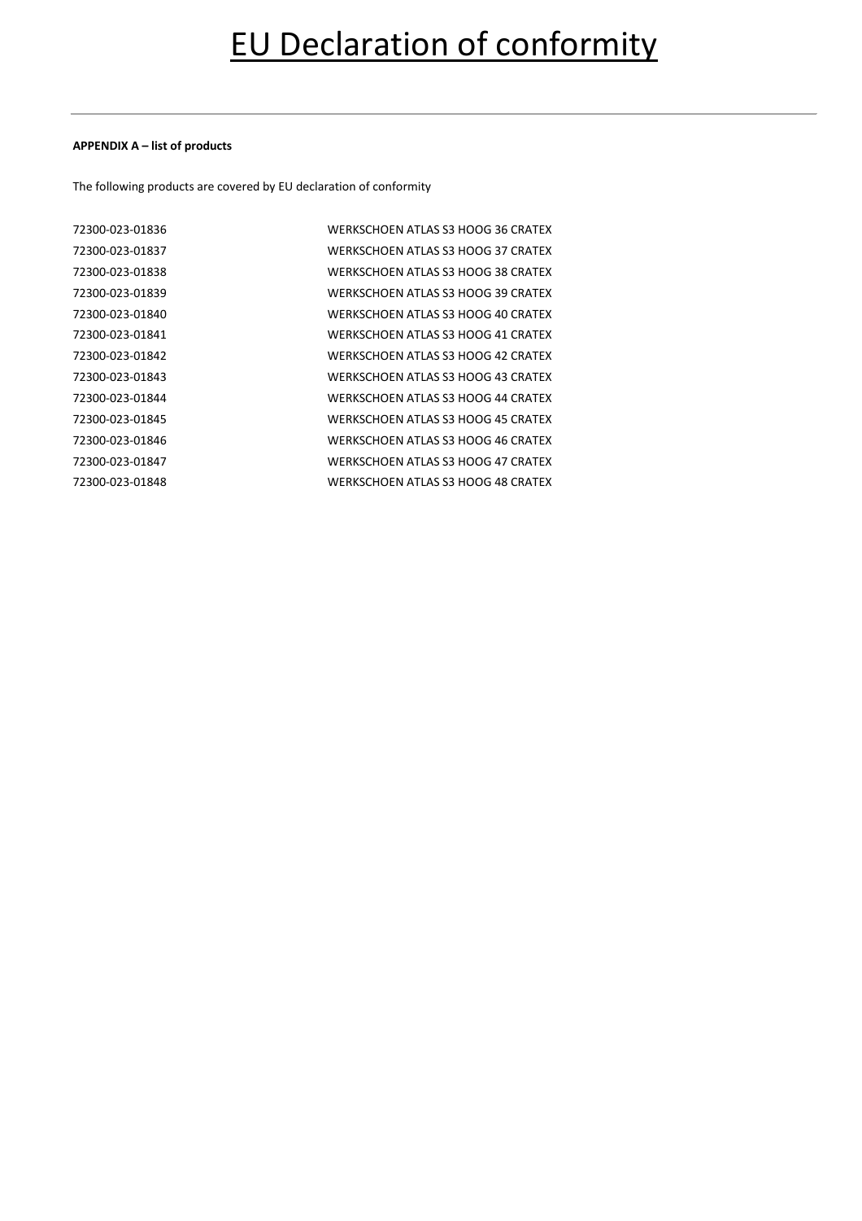# EU Declaration of conformity

**APPENDIX A – list of products**

The following products are covered by EU declaration of conformity

| | |
|---|---|
| 72300-023-01836 | WERKSCHOEN ATLAS S3 HOOG 36 CRATEX |
| 72300-023-01837 | WERKSCHOEN ATLAS S3 HOOG 37 CRATEX |
| 72300-023-01838 | WERKSCHOEN ATLAS S3 HOOG 38 CRATEX |
| 72300-023-01839 | WERKSCHOEN ATLAS S3 HOOG 39 CRATEX |
| 72300-023-01840 | WERKSCHOEN ATLAS S3 HOOG 40 CRATEX |
| 72300-023-01841 | WERKSCHOEN ATLAS S3 HOOG 41 CRATEX |
| 72300-023-01842 | WERKSCHOEN ATLAS S3 HOOG 42 CRATEX |
| 72300-023-01843 | WERKSCHOEN ATLAS S3 HOOG 43 CRATEX |
| 72300-023-01844 | WERKSCHOEN ATLAS S3 HOOG 44 CRATEX |
| 72300-023-01845 | WERKSCHOEN ATLAS S3 HOOG 45 CRATEX |
| 72300-023-01846 | WERKSCHOEN ATLAS S3 HOOG 46 CRATEX |
| 72300-023-01847 | WERKSCHOEN ATLAS S3 HOOG 47 CRATEX |
| 72300-023-01848 | WERKSCHOEN ATLAS S3 HOOG 48 CRATEX |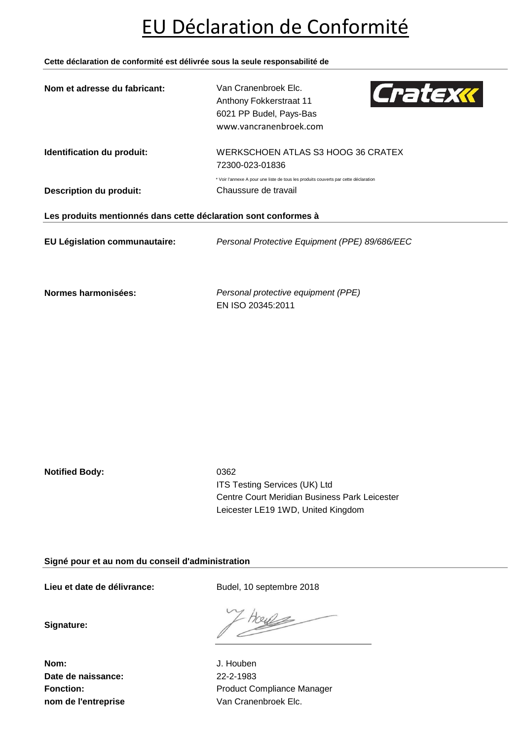# EU Déclaration de Conformité

**Cette déclaration de conformité est délivrée sous la seule responsabilité de**

| | |
|---|---|
| **Nom et adresse du fabricant:** | Van Cranenbroek Elc.<br>Anthony Fokkerstraat 11<br>6021 PP Budel, Pays-Bas<br>www.vancranenbroek.com |
| **Identification du produit:** | WERKSCHOEN ATLAS S3 HOOG 36 CRATEX<br>72300-023-01836<br>* Voir l'annexe A pour une liste de tous les produits couverts par cette déclaration |
| **Description du produit:** | Chaussure de travail |

**Les produits mentionnés dans cette déclaration sont conformes à**

| | |
|---|---|
| **EU Législation communautaire:** | *Personal Protective Equipment (PPE) 89/686/EEC* |
| **Normes harmonisées:** | *Personal protective equipment (PPE)*<br>EN ISO 20345:2011 |
| **Notified Body:** | 0362<br>ITS Testing Services (UK) Ltd<br>Centre Court Meridian Business Park Leicester<br>Leicester LE19 1WD, United Kingdom |

**Signé pour et au nom du conseil d'administration**

| | |
|---|---|
| **Lieu et date de délivrance:** | Budel, 10 septembre 2018 |
| **Signature:** | |
| **Nom:** | J. Houben |
| **Date de naissance:** | 22-2-1983 |
| **Fonction:** | Product Compliance Manager |
| **nom de l'entreprise** | Van Cranenbroek Elc. |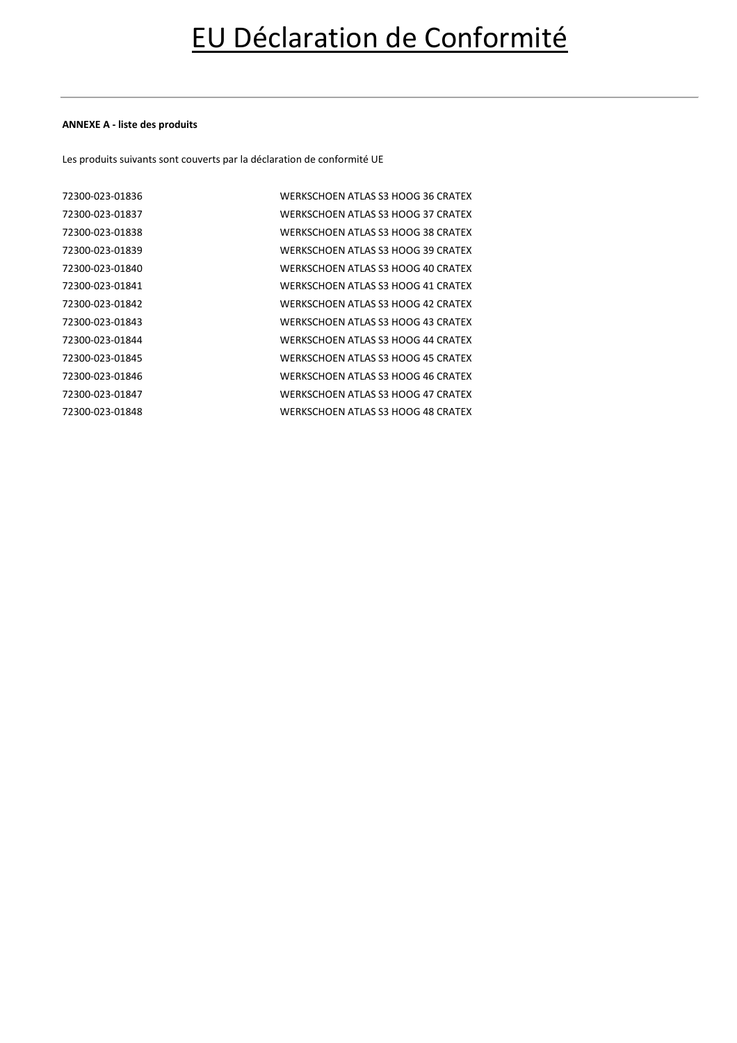# EU Déclaration de Conformité

**ANNEXE A - liste des produits**

Les produits suivants sont couverts par la déclaration de conformité UE

| | |
|---|---|
| 72300-023-01836 | WERKSCHOEN ATLAS S3 HOOG 36 CRATEX |
| 72300-023-01837 | WERKSCHOEN ATLAS S3 HOOG 37 CRATEX |
| 72300-023-01838 | WERKSCHOEN ATLAS S3 HOOG 38 CRATEX |
| 72300-023-01839 | WERKSCHOEN ATLAS S3 HOOG 39 CRATEX |
| 72300-023-01840 | WERKSCHOEN ATLAS S3 HOOG 40 CRATEX |
| 72300-023-01841 | WERKSCHOEN ATLAS S3 HOOG 41 CRATEX |
| 72300-023-01842 | WERKSCHOEN ATLAS S3 HOOG 42 CRATEX |
| 72300-023-01843 | WERKSCHOEN ATLAS S3 HOOG 43 CRATEX |
| 72300-023-01844 | WERKSCHOEN ATLAS S3 HOOG 44 CRATEX |
| 72300-023-01845 | WERKSCHOEN ATLAS S3 HOOG 45 CRATEX |
| 72300-023-01846 | WERKSCHOEN ATLAS S3 HOOG 46 CRATEX |
| 72300-023-01847 | WERKSCHOEN ATLAS S3 HOOG 47 CRATEX |
| 72300-023-01848 | WERKSCHOEN ATLAS S3 HOOG 48 CRATEX |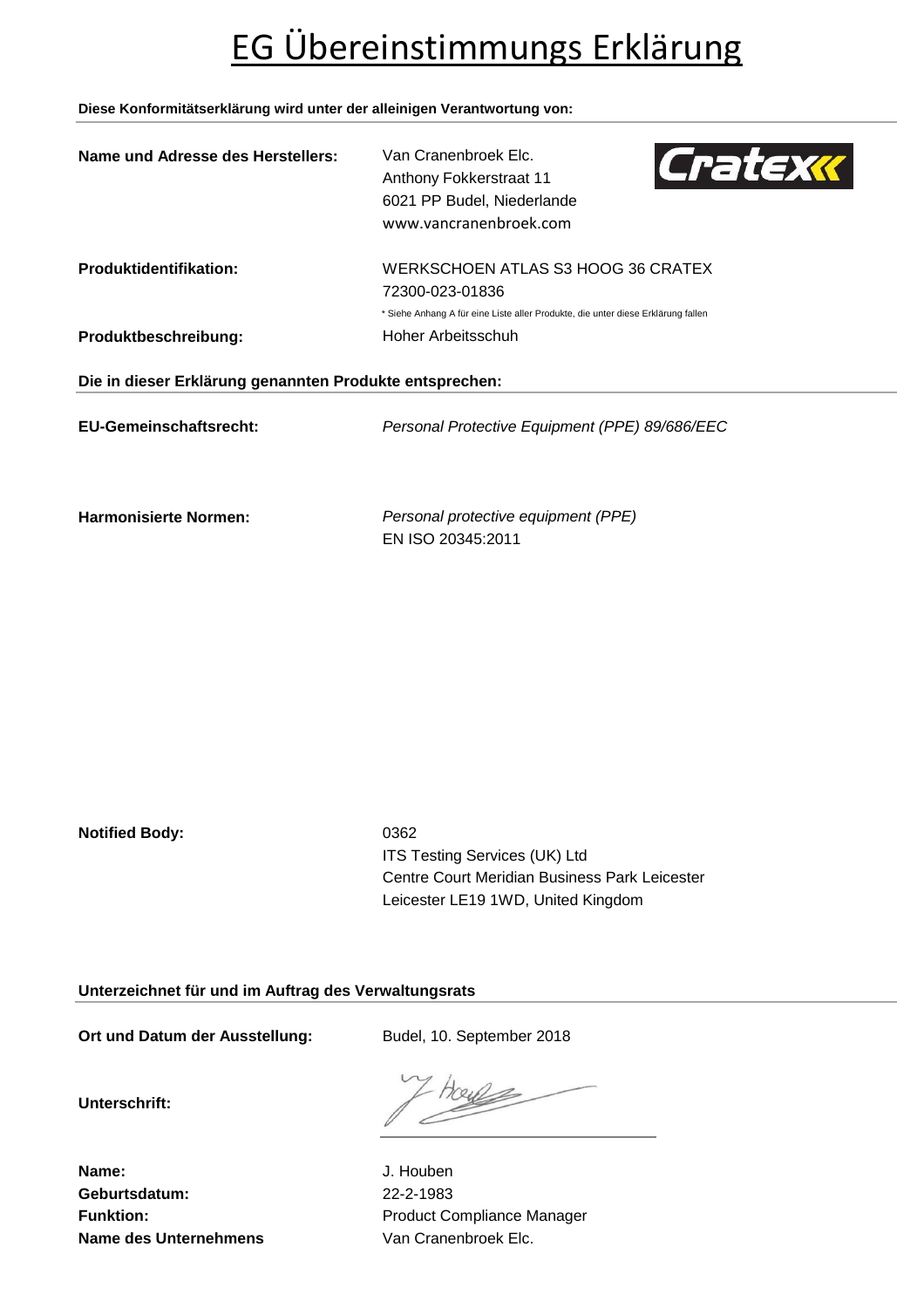# EG Übereinstimmungs Erklärung

**Diese Konformitätserklärung wird unter der alleinigen Verantwortung von:**

**Name und Adresse des Herstellers:**

Van Cranenbroek Elc.
Anthony Fokkerstraat 11
6021 PP Budel, Niederlande
www.vancranenbroek.com

**Produktidentifikation:**

WERKSCHOEN ATLAS S3 HOOG 36 CRATEX
72300-023-01836

* Siehe Anhang A für eine Liste aller Produkte, die unter diese Erklärung fallen

**Produktbeschreibung:**

Hoher Arbeitsschuh

**Die in dieser Erklärung genannten Produkte entsprechen:**

**EU-Gemeinschaftsrecht:**

*Personal Protective Equipment (PPE) 89/686/EEC*

**Harmonisierte Normen:**

*Personal protective equipment (PPE)*
EN ISO 20345:2011

**Notified Body:**

0362
ITS Testing Services (UK) Ltd
Centre Court Meridian Business Park Leicester
Leicester LE19 1WD, United Kingdom

**Unterzeichnet für und im Auftrag des Verwaltungsrats**

**Ort und Datum der Ausstellung:** Budel, 10. September 2018

**Unterschrift:**

**Name:** J. Houben
**Geburtsdatum:** 22-2-1983
**Funktion:** Product Compliance Manager
**Name des Unternehmens** Van Cranenbroek Elc.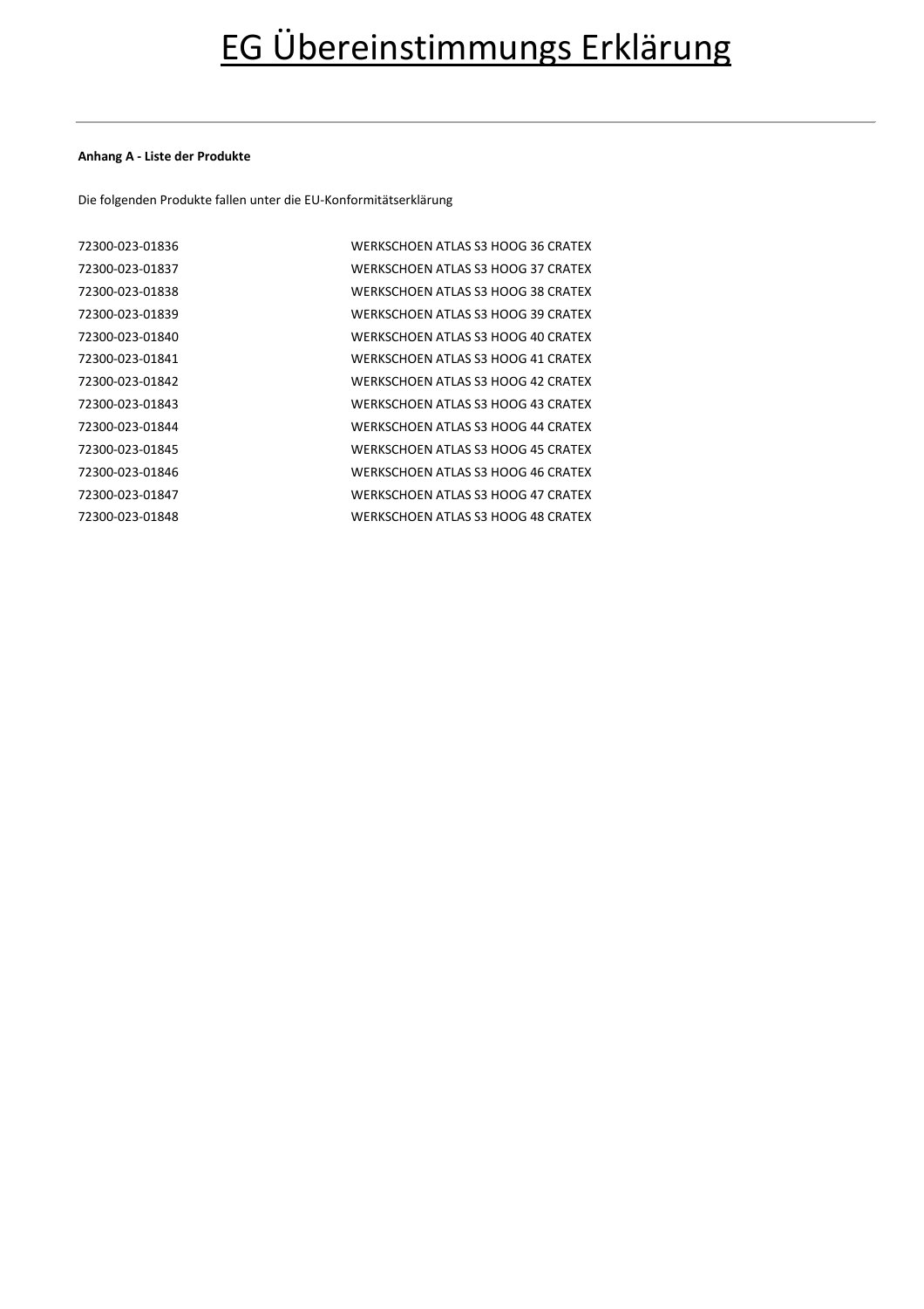# EG Übereinstimmungs Erklärung

---

**Anhang A - Liste der Produkte**

Die folgenden Produkte fallen unter die EU-Konformitätserklärung

| | |
|---|---|
| 72300-023-01836 | WERKSCHOEN ATLAS S3 HOOG 36 CRATEX |
| 72300-023-01837 | WERKSCHOEN ATLAS S3 HOOG 37 CRATEX |
| 72300-023-01838 | WERKSCHOEN ATLAS S3 HOOG 38 CRATEX |
| 72300-023-01839 | WERKSCHOEN ATLAS S3 HOOG 39 CRATEX |
| 72300-023-01840 | WERKSCHOEN ATLAS S3 HOOG 40 CRATEX |
| 72300-023-01841 | WERKSCHOEN ATLAS S3 HOOG 41 CRATEX |
| 72300-023-01842 | WERKSCHOEN ATLAS S3 HOOG 42 CRATEX |
| 72300-023-01843 | WERKSCHOEN ATLAS S3 HOOG 43 CRATEX |
| 72300-023-01844 | WERKSCHOEN ATLAS S3 HOOG 44 CRATEX |
| 72300-023-01845 | WERKSCHOEN ATLAS S3 HOOG 45 CRATEX |
| 72300-023-01846 | WERKSCHOEN ATLAS S3 HOOG 46 CRATEX |
| 72300-023-01847 | WERKSCHOEN ATLAS S3 HOOG 47 CRATEX |
| 72300-023-01848 | WERKSCHOEN ATLAS S3 HOOG 48 CRATEX |